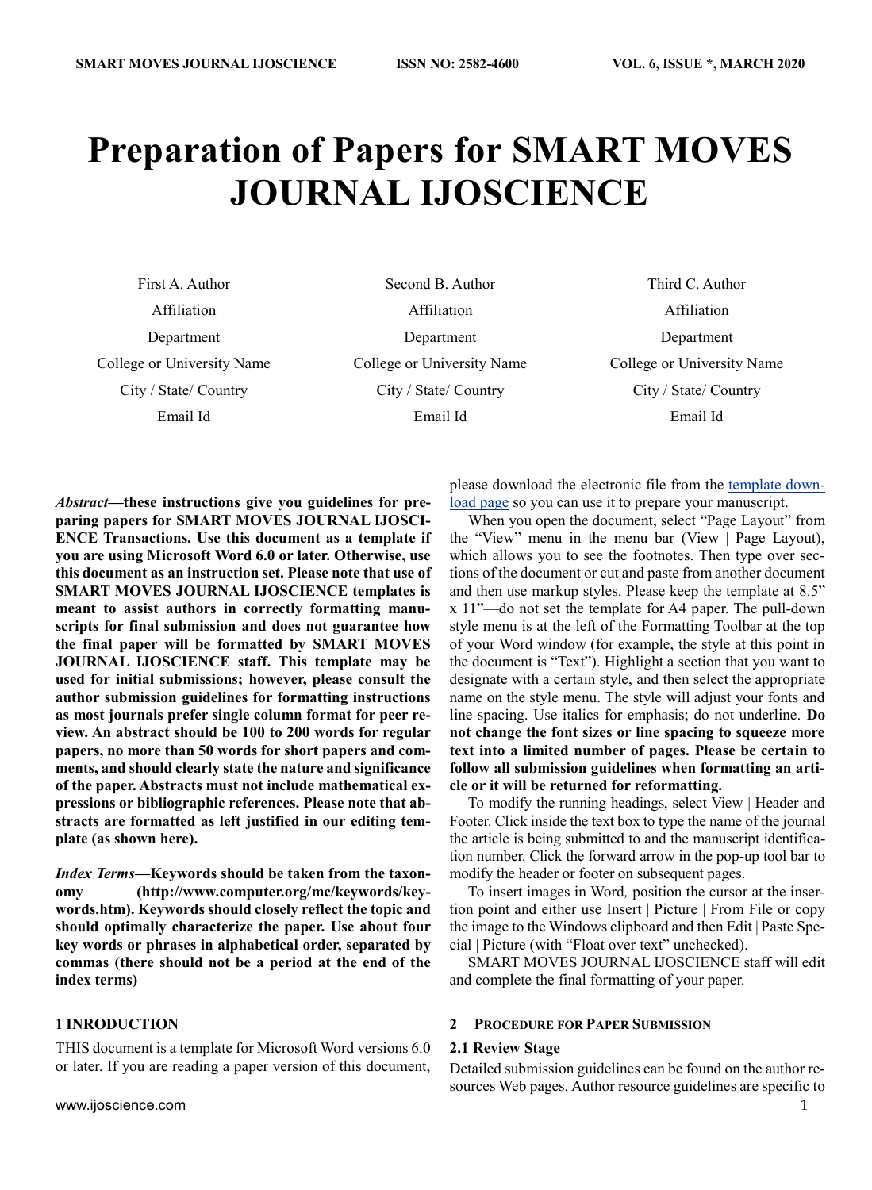# Preparation of Papers for SMART MOVES JOURNAL IJOSCIENCE

| First A. Author | Second B. Author | Third C. Author |
|---|---|---|
| Affiliation | Affiliation | Affiliation |
| Department | Department | Department |
| College or University Name | College or University Name | College or University Name |
| City / State/ Country | City / State/ Country | City / State/ Country |
| Email Id | Email Id | Email Id |

***Abstract*—these instructions give you guidelines for preparing papers for SMART MOVES JOURNAL IJOSCIENCE Transactions. Use this document as a template if you are using Microsoft Word 6.0 or later. Otherwise, use this document as an instruction set. Please note that use of SMART MOVES JOURNAL IJOSCIENCE templates is meant to assist authors in correctly formatting manuscripts for final submission and does not guarantee how the final paper will be formatted by SMART MOVES JOURNAL IJOSCIENCE staff. This template may be used for initial submissions; however, please consult the author submission guidelines for formatting instructions as most journals prefer single column format for peer review. An abstract should be 100 to 200 words for regular papers, no more than 50 words for short papers and comments, and should clearly state the nature and significance of the paper. Abstracts must not include mathematical expressions or bibliographic references. Please note that abstracts are formatted as left justified in our editing template (as shown here).**

***Index Terms*—Keywords should be taken from the taxonomy (http://www.computer.org/mc/keywords/keywords.htm). Keywords should closely reflect the topic and should optimally characterize the paper. Use about four key words or phrases in alphabetical order, separated by commas (there should not be a period at the end of the index terms)**

## 1 INTRODUCTION

THIS document is a template for Microsoft Word versions 6.0 or later. If you are reading a paper version of this document, please download the electronic file from the template download page so you can use it to prepare your manuscript.

When you open the document, select "Page Layout" from the "View" menu in the menu bar (View | Page Layout), which allows you to see the footnotes. Then type over sections of the document or cut and paste from another document and then use markup styles. Please keep the template at 8.5" x 11"—do not set the template for A4 paper. The pull-down style menu is at the left of the Formatting Toolbar at the top of your Word window (for example, the style at this point in the document is "Text"). Highlight a section that you want to designate with a certain style, and then select the appropriate name on the style menu. The style will adjust your fonts and line spacing. Use italics for emphasis; do not underline. **Do not change the font sizes or line spacing to squeeze more text into a limited number of pages. Please be certain to follow all submission guidelines when formatting an article or it will be returned for reformatting.**

To modify the running headings, select View | Header and Footer. Click inside the text box to type the name of the journal the article is being submitted to and the manuscript identification number. Click the forward arrow in the pop-up tool bar to modify the header or footer on subsequent pages.

To insert images in Word*,* position the cursor at the insertion point and either use Insert | Picture | From File or copy the image to the Windows clipboard and then Edit | Paste Special | Picture (with "Float over text" unchecked).

SMART MOVES JOURNAL IJOSCIENCE staff will edit and complete the final formatting of your paper.

## 2 PROCEDURE FOR PAPER SUBMISSION

### 2.1 Review Stage

Detailed submission guidelines can be found on the author resources Web pages. Author resource guidelines are specific to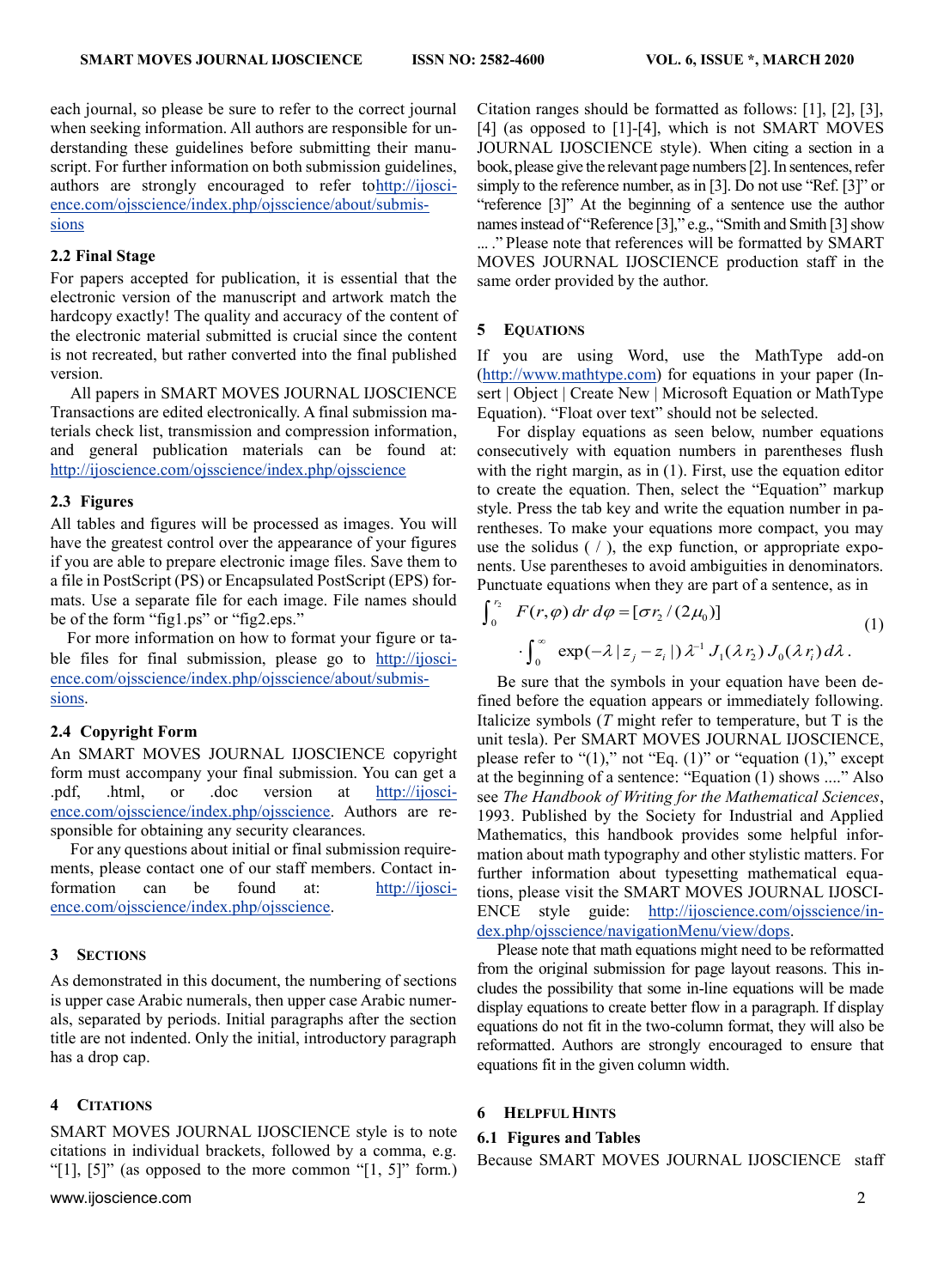each journal, so please be sure to refer to the correct journal when seeking information. All authors are responsible for understanding these guidelines before submitting their manuscript. For further information on both submission guidelines, authors are strongly encouraged to refer to http://ijoscience.com/ojsscience/index.php/ojsscience/about/submissions

### 2.2 Final Stage

For papers accepted for publication, it is essential that the electronic version of the manuscript and artwork match the hardcopy exactly! The quality and accuracy of the content of the electronic material submitted is crucial since the content is not recreated, but rather converted into the final published version.

All papers in SMART MOVES JOURNAL IJOSCIENCE Transactions are edited electronically. A final submission materials check list, transmission and compression information, and general publication materials can be found at: http://ijoscience.com/ojsscience/index.php/ojsscience

### 2.3 Figures

All tables and figures will be processed as images. You will have the greatest control over the appearance of your figures if you are able to prepare electronic image files. Save them to a file in PostScript (PS) or Encapsulated PostScript (EPS) formats. Use a separate file for each image. File names should be of the form "fig1.ps" or "fig2.eps."

For more information on how to format your figure or table files for final submission, please go to http://ijoscience.com/ojsscience/index.php/ojsscience/about/submissions.

### 2.4 Copyright Form

An SMART MOVES JOURNAL IJOSCIENCE copyright form must accompany your final submission. You can get a .pdf, .html, or .doc version at http://ijoscience.com/ojsscience/index.php/ojsscience. Authors are responsible for obtaining any security clearances.

For any questions about initial or final submission requirements, please contact one of our staff members. Contact information can be found at: http://ijoscience.com/ojsscience/index.php/ojsscience.

## 3 Sections

As demonstrated in this document, the numbering of sections is upper case Arabic numerals, then upper case Arabic numerals, separated by periods. Initial paragraphs after the section title are not indented. Only the initial, introductory paragraph has a drop cap.

## 4 Citations

SMART MOVES JOURNAL IJOSCIENCE style is to note citations in individual brackets, followed by a comma, e.g. "[1], [5]" (as opposed to the more common "[1, 5]" form.) Citation ranges should be formatted as follows: [1], [2], [3], [4] (as opposed to [1]-[4], which is not SMART MOVES JOURNAL IJOSCIENCE style). When citing a section in a book, please give the relevant page numbers [2]. In sentences, refer simply to the reference number, as in [3]. Do not use "Ref. [3]" or "reference [3]" At the beginning of a sentence use the author names instead of "Reference [3]," e.g., "Smith and Smith [3] show ... ." Please note that references will be formatted by SMART MOVES JOURNAL IJOSCIENCE production staff in the same order provided by the author.

## 5 Equations

If you are using Word, use the MathType add-on (http://www.mathtype.com) for equations in your paper (Insert | Object | Create New | Microsoft Equation or MathType Equation). "Float over text" should not be selected.

For display equations as seen below, number equations consecutively with equation numbers in parentheses flush with the right margin, as in (1). First, use the equation editor to create the equation. Then, select the "Equation" markup style. Press the tab key and write the equation number in parentheses. To make your equations more compact, you may use the solidus ( / ), the exp function, or appropriate exponents. Use parentheses to avoid ambiguities in denominators. Punctuate equations when they are part of a sentence, as in

$$\int_0^{r_2} F(r,\varphi)\, dr\, d\varphi = [\sigma r_2 / (2\mu_0)] \cdot \int_0^{\infty} \exp(-\lambda |z_j - z_i|)\, \lambda^{-1} J_1(\lambda r_2)\, J_0(\lambda r_i)\, d\lambda . \quad (1)$$

Be sure that the symbols in your equation have been defined before the equation appears or immediately following. Italicize symbols ($T$ might refer to temperature, but T is the unit tesla). Per SMART MOVES JOURNAL IJOSCIENCE, please refer to "(1)," not "Eq. (1)" or "equation (1)," except at the beginning of a sentence: "Equation (1) shows ...." Also see *The Handbook of Writing for the Mathematical Sciences*, 1993. Published by the Society for Industrial and Applied Mathematics, this handbook provides some helpful information about math typography and other stylistic matters. For further information about typesetting mathematical equations, please visit the SMART MOVES JOURNAL IJOSCIENCE style guide: http://ijoscience.com/ojsscience/index.php/ojsscience/navigationMenu/view/dops.

Please note that math equations might need to be reformatted from the original submission for page layout reasons. This includes the possibility that some in-line equations will be made display equations to create better flow in a paragraph. If display equations do not fit in the two-column format, they will also be reformatted. Authors are strongly encouraged to ensure that equations fit in the given column width.

## 6 Helpful Hints

### 6.1 Figures and Tables

Because SMART MOVES JOURNAL IJOSCIENCE staff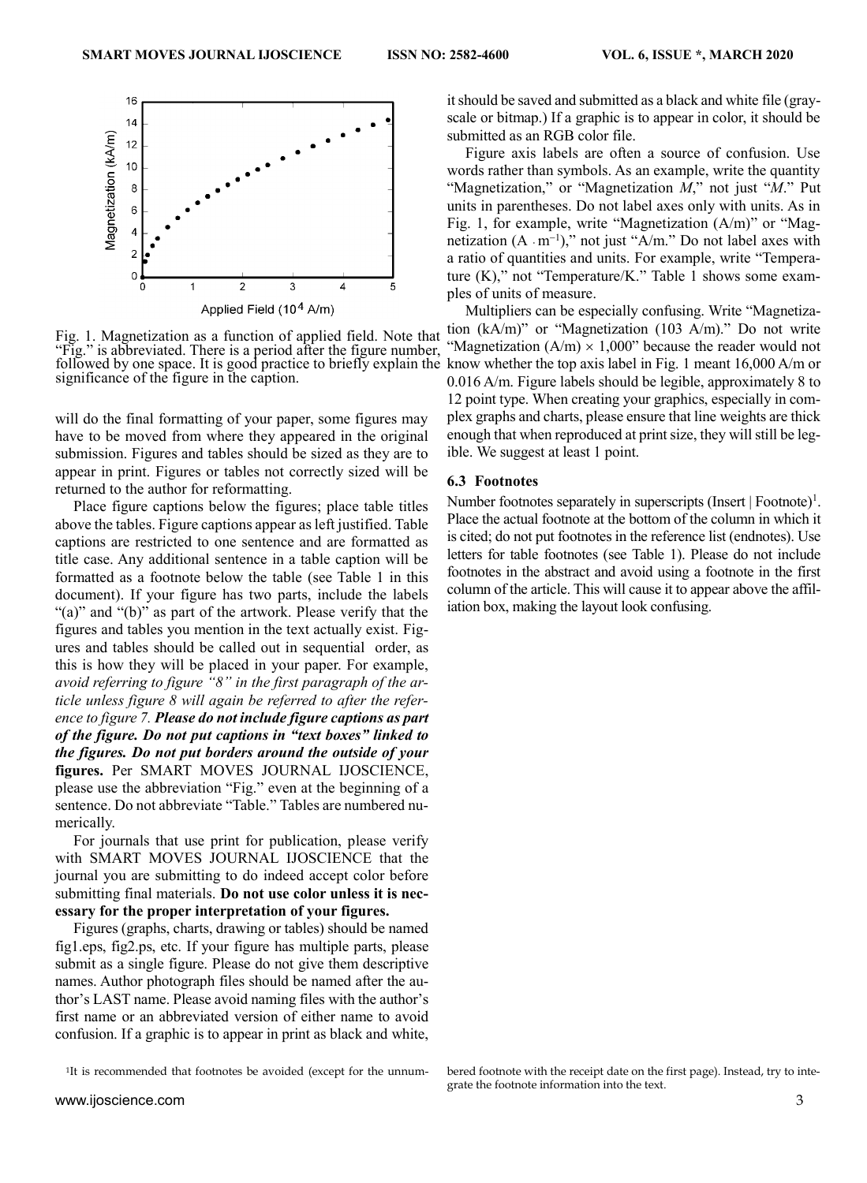Fig. 1. Magnetization as a function of applied field. Note that "Fig." is abbreviated. There is a period after the figure number, followed by one space. It is good practice to briefly explain the significance of the figure in the caption.

will do the final formatting of your paper, some figures may have to be moved from where they appeared in the original submission. Figures and tables should be sized as they are to appear in print. Figures or tables not correctly sized will be returned to the author for reformatting.

Place figure captions below the figures; place table titles above the tables. Figure captions appear as left justified. Table captions are restricted to one sentence and are formatted as title case. Any additional sentence in a table caption will be formatted as a footnote below the table (see Table 1 in this document). If your figure has two parts, include the labels "(a)" and "(b)" as part of the artwork. Please verify that the figures and tables you mention in the text actually exist. Figures and tables should be called out in sequential order, as this is how they will be placed in your paper. For example, *avoid referring to figure "8" in the first paragraph of the article unless figure 8 will again be referred to after the reference to figure 7.* ***Please do not include figure captions as part of the figure. Do not put captions in "text boxes" linked to the figures. Do not put borders around the outside of your*** **figures.** Per SMART MOVES JOURNAL IJOSCIENCE, please use the abbreviation "Fig." even at the beginning of a sentence. Do not abbreviate "Table." Tables are numbered numerically.

For journals that use print for publication, please verify with SMART MOVES JOURNAL IJOSCIENCE that the journal you are submitting to do indeed accept color before submitting final materials. **Do not use color unless it is necessary for the proper interpretation of your figures.**

Figures (graphs, charts, drawing or tables) should be named fig1.eps, fig2.ps, etc. If your figure has multiple parts, please submit as a single figure. Please do not give them descriptive names. Author photograph files should be named after the author's LAST name. Please avoid naming files with the author's first name or an abbreviated version of either name to avoid confusion. If a graphic is to appear in print as black and white, it should be saved and submitted as a black and white file (grayscale or bitmap.) If a graphic is to appear in color, it should be submitted as an RGB color file.

Figure axis labels are often a source of confusion. Use words rather than symbols. As an example, write the quantity "Magnetization," or "Magnetization *M*," not just "*M*." Put units in parentheses. Do not label axes only with units. As in Fig. 1, for example, write "Magnetization (A/m)" or "Magnetization ($A \cdot m^{-1}$)," not just "A/m." Do not label axes with a ratio of quantities and units. For example, write "Temperature (K)," not "Temperature/K." Table 1 shows some examples of units of measure.

Multipliers can be especially confusing. Write "Magnetization (kA/m)" or "Magnetization (103 A/m)." Do not write "Magnetization (A/m) × 1,000" because the reader would not know whether the top axis label in Fig. 1 meant 16,000 A/m or 0.016 A/m. Figure labels should be legible, approximately 8 to 12 point type. When creating your graphics, especially in complex graphs and charts, please ensure that line weights are thick enough that when reproduced at print size, they will still be legible. We suggest at least 1 point.

### 6.3 Footnotes

Number footnotes separately in superscripts (Insert | Footnote)[1]. Place the actual footnote at the bottom of the column in which it is cited; do not put footnotes in the reference list (endnotes). Use letters for table footnotes (see Table 1). Please do not include footnotes in the abstract and avoid using a footnote in the first column of the article. This will cause it to appear above the affiliation box, making the layout look confusing.

[1]It is recommended that footnotes be avoided (except for the unnumbered footnote with the receipt date on the first page). Instead, try to integrate the footnote information into the text.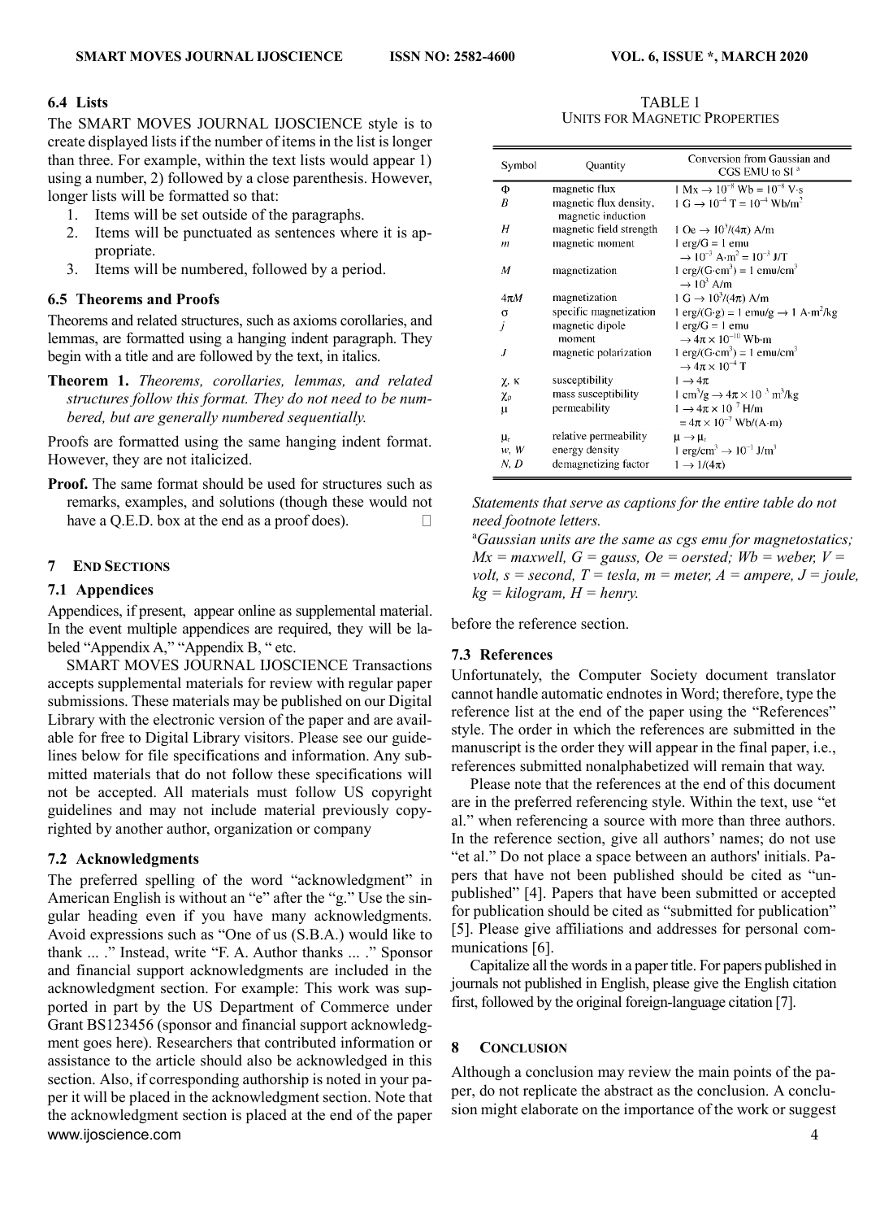### 6.4 Lists

The SMART MOVES JOURNAL IJOSCIENCE style is to create displayed lists if the number of items in the list is longer than three. For example, within the text lists would appear 1) using a number, 2) followed by a close parenthesis. However, longer lists will be formatted so that:

1. Items will be set outside of the paragraphs.
2. Items will be punctuated as sentences where it is appropriate.
3. Items will be numbered, followed by a period.

### 6.5 Theorems and Proofs

Theorems and related structures, such as axioms corollaries, and lemmas, are formatted using a hanging indent paragraph. They begin with a title and are followed by the text, in italics.

**Theorem 1.** *Theorems, corollaries, lemmas, and related structures follow this format. They do not need to be numbered, but are generally numbered sequentially.*

Proofs are formatted using the same hanging indent format. However, they are not italicized.

**Proof.** The same format should be used for structures such as remarks, examples, and solutions (though these would not have a Q.E.D. box at the end as a proof does). □

## 7 End Sections

### 7.1 Appendices

Appendices, if present, appear online as supplemental material. In the event multiple appendices are required, they will be labeled "Appendix A," "Appendix B, " etc.

SMART MOVES JOURNAL IJOSCIENCE Transactions accepts supplemental materials for review with regular paper submissions. These materials may be published on our Digital Library with the electronic version of the paper and are available for free to Digital Library visitors. Please see our guidelines below for file specifications and information. Any submitted materials that do not follow these specifications will not be accepted. All materials must follow US copyright guidelines and may not include material previously copyrighted by another author, organization or company

### 7.2 Acknowledgments

The preferred spelling of the word "acknowledgment" in American English is without an "e" after the "g." Use the singular heading even if you have many acknowledgments. Avoid expressions such as "One of us (S.B.A.) would like to thank ... ." Instead, write "F. A. Author thanks ... ." Sponsor and financial support acknowledgments are included in the acknowledgment section. For example: This work was supported in part by the US Department of Commerce under Grant BS123456 (sponsor and financial support acknowledgment goes here). Researchers that contributed information or assistance to the article should also be acknowledged in this section. Also, if corresponding authorship is noted in your paper it will be placed in the acknowledgment section. Note that the acknowledgment section is placed at the end of the paper before the reference section.

TABLE 1
Units for Magnetic Properties

| Symbol | Quantity | Conversion from Gaussian and CGS EMU to SI [a] |
|---|---|---|
| $\Phi$ | magnetic flux | $1\ \text{Mx} \rightarrow 10^{-8}\ \text{Wb} = 10^{-8}\ \text{V}\cdot\text{s}$ |
| $B$ | magnetic flux density, magnetic induction | $1\ \text{G} \rightarrow 10^{-4}\ \text{T} = 10^{-4}\ \text{Wb/m}^2$ |
| $H$ | magnetic field strength | $1\ \text{Oe} \rightarrow 10^{3}/(4\pi)\ \text{A/m}$ |
| $m$ | magnetic moment | $1\ \text{erg/G} = 1\ \text{emu} \rightarrow 10^{-3}\ \text{A}\cdot\text{m}^2 = 10^{-3}\ \text{J/T}$ |
| $M$ | magnetization | $1\ \text{erg/(G}\cdot\text{cm}^3) = 1\ \text{emu/cm}^3 \rightarrow 10^{3}\ \text{A/m}$ |
| $4\pi M$ | magnetization | $1\ \text{G} \rightarrow 10^{3}/(4\pi)\ \text{A/m}$ |
| $\sigma$ | specific magnetization | $1\ \text{erg/(G}\cdot\text{g)} = 1\ \text{emu/g} \rightarrow 1\ \text{A}\cdot\text{m}^2/\text{kg}$ |
| $j$ | magnetic dipole moment | $1\ \text{erg/G} = 1\ \text{emu} \rightarrow 4\pi \times 10^{-10}\ \text{Wb}\cdot\text{m}$ |
| $J$ | magnetic polarization | $1\ \text{erg/(G}\cdot\text{cm}^3) = 1\ \text{emu/cm}^3 \rightarrow 4\pi \times 10^{-4}\ \text{T}$ |
| $\chi, \kappa$ | susceptibility | $1 \rightarrow 4\pi$ |
| $\chi_\rho$ | mass susceptibility | $1\ \text{cm}^3/\text{g} \rightarrow 4\pi \times 10^{-3}\ \text{m}^3/\text{kg}$ |
| $\mu$ | permeability | $1 \rightarrow 4\pi \times 10^{-7}\ \text{H/m} = 4\pi \times 10^{-7}\ \text{Wb/(A}\cdot\text{m)}$ |
| $\mu_r$ | relative permeability | $\mu \rightarrow \mu_r$ |
| $w, W$ | energy density | $1\ \text{erg/cm}^3 \rightarrow 10^{-1}\ \text{J/m}^3$ |
| $N, D$ | demagnetizing factor | $1 \rightarrow 1/(4\pi)$ |

*Statements that serve as captions for the entire table do not need footnote letters.*

[a]*Gaussian units are the same as cgs emu for magnetostatics; Mx = maxwell, G = gauss, Oe = oersted; Wb = weber, V = volt, s = second, T = tesla, m = meter, A = ampere, J = joule, kg = kilogram, H = henry.*

### 7.3 References

Unfortunately, the Computer Society document translator cannot handle automatic endnotes in Word; therefore, type the reference list at the end of the paper using the "References" style. The order in which the references are submitted in the manuscript is the order they will appear in the final paper, i.e., references submitted nonalphabetized will remain that way.

Please note that the references at the end of this document are in the preferred referencing style. Within the text, use "et al." when referencing a source with more than three authors. In the reference section, give all authors' names; do not use "et al." Do not place a space between an authors' initials. Papers that have not been published should be cited as "unpublished" [4]. Papers that have been submitted or accepted for publication should be cited as "submitted for publication" [5]. Please give affiliations and addresses for personal communications [6].

Capitalize all the words in a paper title. For papers published in journals not published in English, please give the English citation first, followed by the original foreign-language citation [7].

## 8 Conclusion

Although a conclusion may review the main points of the paper, do not replicate the abstract as the conclusion. A conclusion might elaborate on the importance of the work or suggest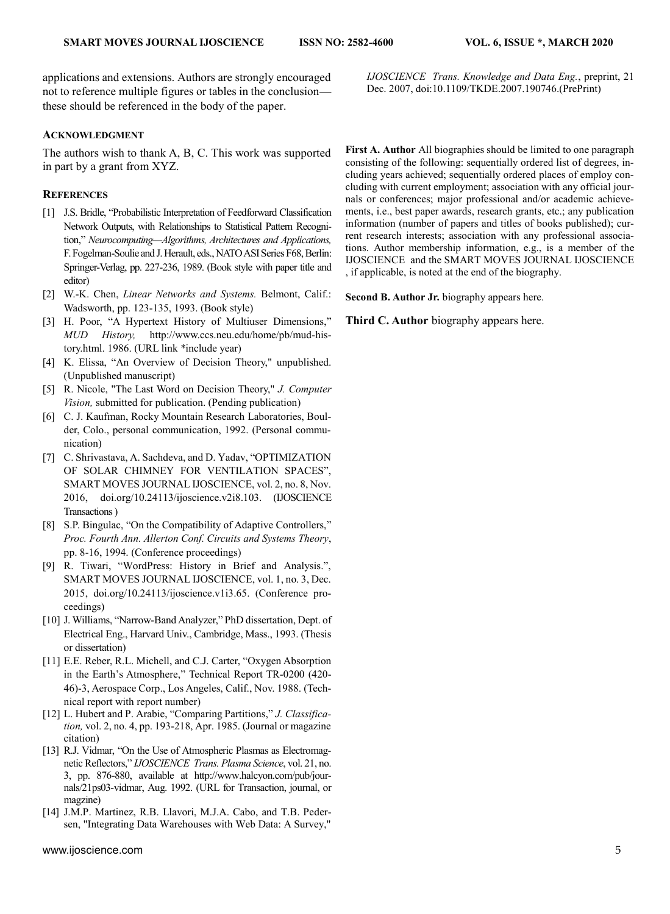applications and extensions. Authors are strongly encouraged not to reference multiple figures or tables in the conclusion—these should be referenced in the body of the paper.

### Acknowledgment

The authors wish to thank A, B, C. This work was supported in part by a grant from XYZ.

### References

[1] J.S. Bridle, "Probabilistic Interpretation of Feedforward Classification Network Outputs, with Relationships to Statistical Pattern Recognition," *Neurocomputing—Algorithms, Architectures and Applications,* F. Fogelman-Soulie and J. Herault, eds., NATO ASI Series F68, Berlin: Springer-Verlag, pp. 227-236, 1989. (Book style with paper title and editor)

[2] W.-K. Chen, *Linear Networks and Systems.* Belmont, Calif.: Wadsworth, pp. 123-135, 1993. (Book style)

[3] H. Poor, "A Hypertext History of Multiuser Dimensions," *MUD History,* http://www.ccs.neu.edu/home/pb/mud-history.html. 1986. (URL link *include year)

[4] K. Elissa, "An Overview of Decision Theory," unpublished. (Unpublished manuscript)

[5] R. Nicole, "The Last Word on Decision Theory," *J. Computer Vision,* submitted for publication. (Pending publication)

[6] C. J. Kaufman, Rocky Mountain Research Laboratories, Boulder, Colo., personal communication, 1992. (Personal communication)

[7] C. Shrivastava, A. Sachdeva, and D. Yadav, "OPTIMIZATION OF SOLAR CHIMNEY FOR VENTILATION SPACES", SMART MOVES JOURNAL IJOSCIENCE, vol. 2, no. 8, Nov. 2016, doi.org/10.24113/ijoscience.v2i8.103. (IJOSCIENCE Transactions )

[8] S.P. Bingulac, "On the Compatibility of Adaptive Controllers," *Proc. Fourth Ann. Allerton Conf. Circuits and Systems Theory*, pp. 8-16, 1994. (Conference proceedings)

[9] R. Tiwari, "WordPress: History in Brief and Analysis.", SMART MOVES JOURNAL IJOSCIENCE, vol. 1, no. 3, Dec. 2015, doi.org/10.24113/ijoscience.v1i3.65. (Conference proceedings)

[10] J. Williams, "Narrow-Band Analyzer," PhD dissertation, Dept. of Electrical Eng., Harvard Univ., Cambridge, Mass., 1993. (Thesis or dissertation)

[11] E.E. Reber, R.L. Michell, and C.J. Carter, "Oxygen Absorption in the Earth's Atmosphere," Technical Report TR-0200 (420-46)-3, Aerospace Corp., Los Angeles, Calif., Nov. 1988. (Technical report with report number)

[12] L. Hubert and P. Arabie, "Comparing Partitions," *J. Classification,* vol. 2, no. 4, pp. 193-218, Apr. 1985. (Journal or magazine citation)

[13] R.J. Vidmar, "On the Use of Atmospheric Plasmas as Electromagnetic Reflectors," *IJOSCIENCE Trans. Plasma Science*, vol. 21, no. 3, pp. 876-880, available at http://www.halcyon.com/pub/journals/21ps03-vidmar, Aug. 1992. (URL for Transaction, journal, or magzine)

[14] J.M.P. Martinez, R.B. Llavori, M.J.A. Cabo, and T.B. Pedersen, "Integrating Data Warehouses with Web Data: A Survey," *IJOSCIENCE Trans. Knowledge and Data Eng.*, preprint, 21 Dec. 2007, doi:10.1109/TKDE.2007.190746.(PrePrint)

**First A. Author** All biographies should be limited to one paragraph consisting of the following: sequentially ordered list of degrees, including years achieved; sequentially ordered places of employ concluding with current employment; association with any official journals or conferences; major professional and/or academic achievements, i.e., best paper awards, research grants, etc.; any publication information (number of papers and titles of books published); current research interests; association with any professional associations. Author membership information, e.g., is a member of the IJOSCIENCE and the SMART MOVES JOURNAL IJOSCIENCE , if applicable, is noted at the end of the biography.

**Second B. Author Jr.** biography appears here.

**Third C. Author** biography appears here.